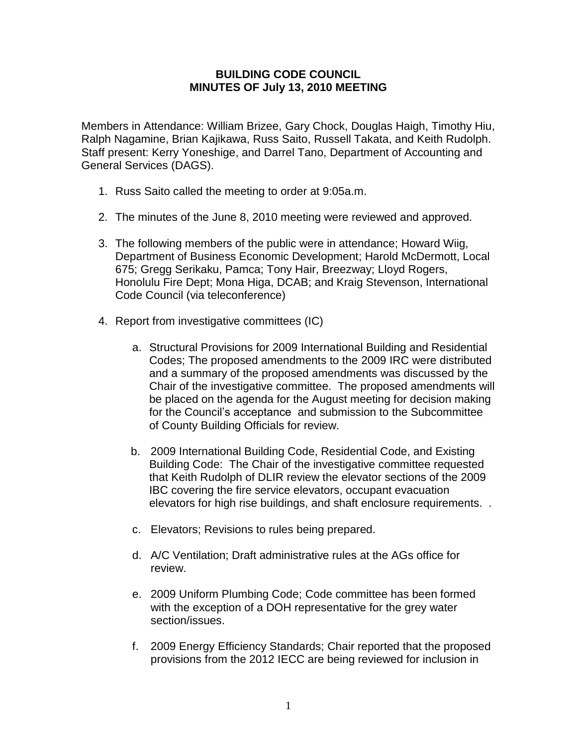**BUILDING CODE COUNCIL**
**MINUTES OF July 13, 2010 MEETING**

Members in Attendance: William Brizee, Gary Chock, Douglas Haigh, Timothy Hiu, Ralph Nagamine, Brian Kajikawa, Russ Saito, Russell Takata, and Keith Rudolph. Staff present: Kerry Yoneshige, and Darrel Tano, Department of Accounting and General Services (DAGS).

1. Russ Saito called the meeting to order at 9:05a.m.

2. The minutes of the June 8, 2010 meeting were reviewed and approved.

3. The following members of the public were in attendance; Howard Wiig, Department of Business Economic Development; Harold McDermott, Local 675; Gregg Serikaku, Pamca; Tony Hair, Breezway; Lloyd Rogers, Honolulu Fire Dept; Mona Higa, DCAB; and Kraig Stevenson, International Code Council (via teleconference)

4. Report from investigative committees (IC)

   a. Structural Provisions for 2009 International Building and Residential Codes; The proposed amendments to the 2009 IRC were distributed and a summary of the proposed amendments was discussed by the Chair of the investigative committee. The proposed amendments will be placed on the agenda for the August meeting for decision making for the Council's acceptance and submission to the Subcommittee of County Building Officials for review.

   b. 2009 International Building Code, Residential Code, and Existing Building Code: The Chair of the investigative committee requested that Keith Rudolph of DLIR review the elevator sections of the 2009 IBC covering the fire service elevators, occupant evacuation elevators for high rise buildings, and shaft enclosure requirements. .

   c. Elevators; Revisions to rules being prepared.

   d. A/C Ventilation; Draft administrative rules at the AGs office for review.

   e. 2009 Uniform Plumbing Code; Code committee has been formed with the exception of a DOH representative for the grey water section/issues.

   f. 2009 Energy Efficiency Standards; Chair reported that the proposed provisions from the 2012 IECC are being reviewed for inclusion in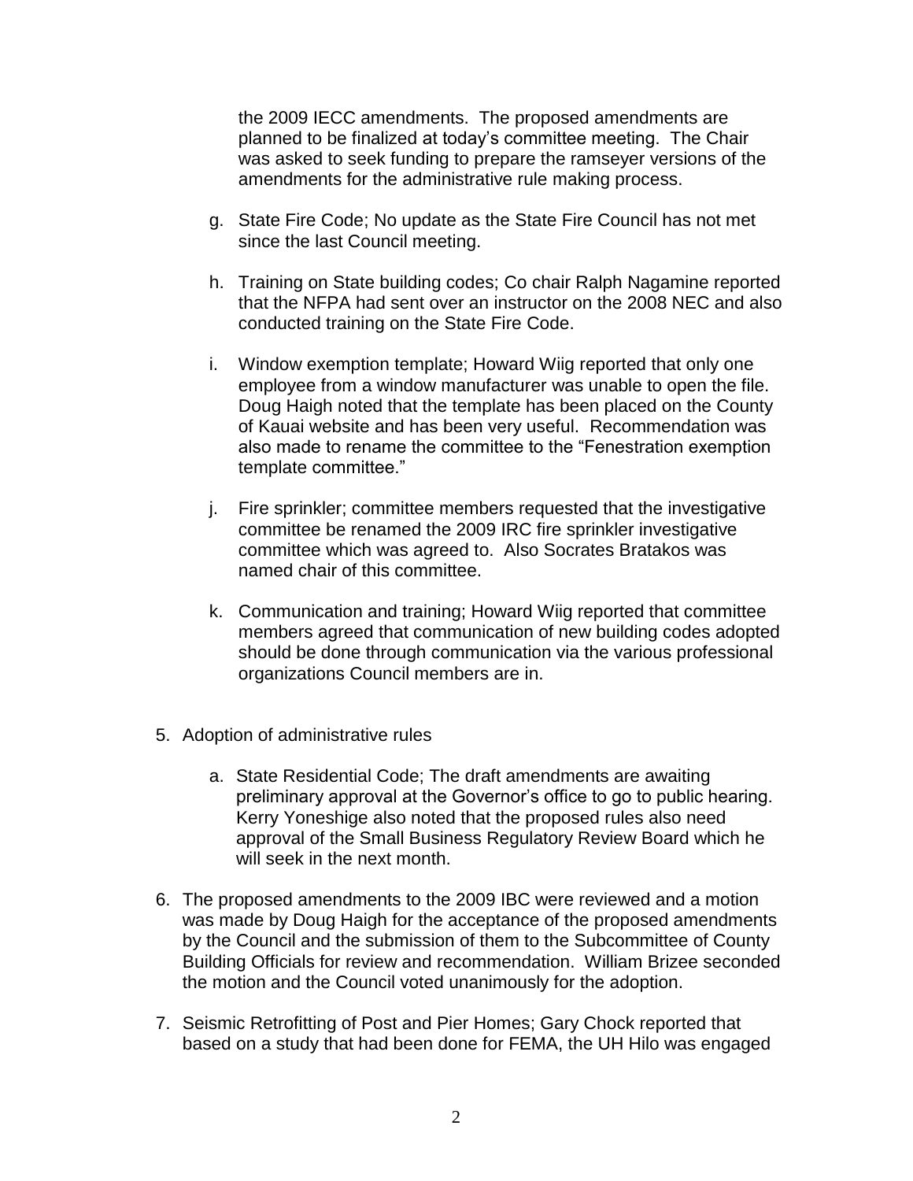the 2009 IECC amendments. The proposed amendments are planned to be finalized at today's committee meeting. The Chair was asked to seek funding to prepare the ramseyer versions of the amendments for the administrative rule making process.

g. State Fire Code; No update as the State Fire Council has not met since the last Council meeting.

h. Training on State building codes; Co chair Ralph Nagamine reported that the NFPA had sent over an instructor on the 2008 NEC and also conducted training on the State Fire Code.

i. Window exemption template; Howard Wiig reported that only one employee from a window manufacturer was unable to open the file. Doug Haigh noted that the template has been placed on the County of Kauai website and has been very useful. Recommendation was also made to rename the committee to the "Fenestration exemption template committee."

j. Fire sprinkler; committee members requested that the investigative committee be renamed the 2009 IRC fire sprinkler investigative committee which was agreed to. Also Socrates Bratakos was named chair of this committee.

k. Communication and training; Howard Wiig reported that committee members agreed that communication of new building codes adopted should be done through communication via the various professional organizations Council members are in.

5. Adoption of administrative rules

   a. State Residential Code; The draft amendments are awaiting preliminary approval at the Governor's office to go to public hearing. Kerry Yoneshige also noted that the proposed rules also need approval of the Small Business Regulatory Review Board which he will seek in the next month.

6. The proposed amendments to the 2009 IBC were reviewed and a motion was made by Doug Haigh for the acceptance of the proposed amendments by the Council and the submission of them to the Subcommittee of County Building Officials for review and recommendation. William Brizee seconded the motion and the Council voted unanimously for the adoption.

7. Seismic Retrofitting of Post and Pier Homes; Gary Chock reported that based on a study that had been done for FEMA, the UH Hilo was engaged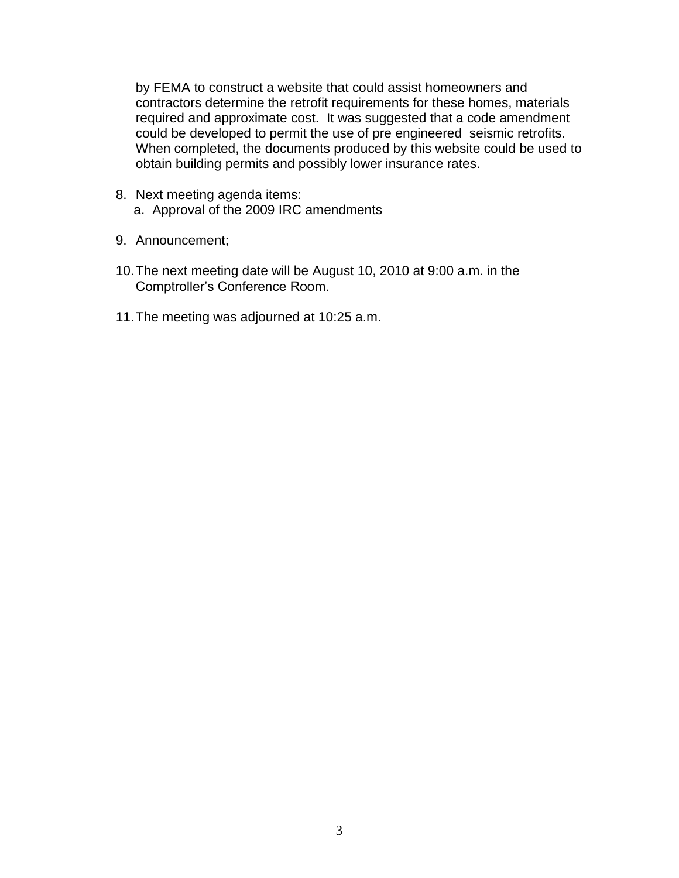by FEMA to construct a website that could assist homeowners and contractors determine the retrofit requirements for these homes, materials required and approximate cost. It was suggested that a code amendment could be developed to permit the use of pre engineered seismic retrofits. When completed, the documents produced by this website could be used to obtain building permits and possibly lower insurance rates.

8. Next meeting agenda items:
   a. Approval of the 2009 IRC amendments

9. Announcement;

10. The next meeting date will be August 10, 2010 at 9:00 a.m. in the Comptroller's Conference Room.

11. The meeting was adjourned at 10:25 a.m.